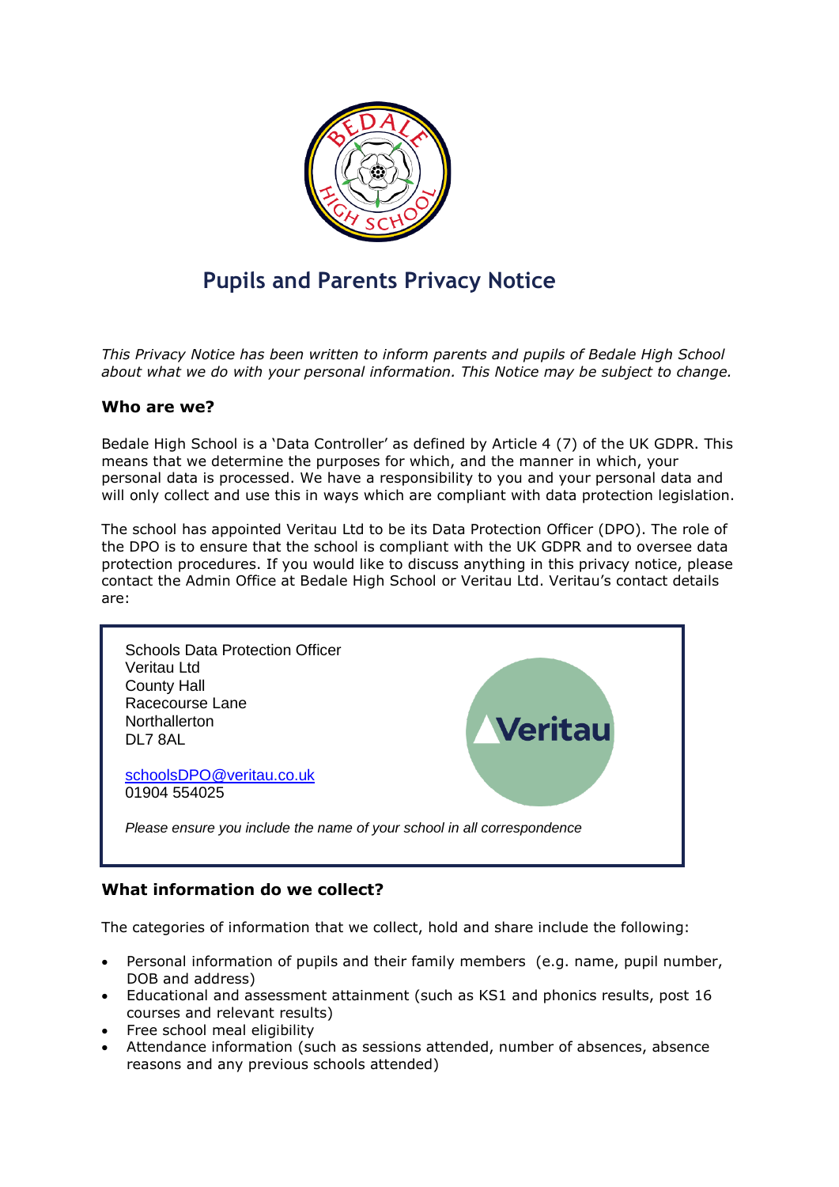# Pupils and Parents Privacy Notice

*This Privacy Notice has been written to inform parents and pupils of Bedale High School about what we do with your personal information. This Notice may be subject to change.*

## Who are we?

Bedale High School is a 'Data Controller' as defined by Article 4 (7) of the UK GDPR. This means that we determine the purposes for which, and the manner in which, your personal data is processed. We have a responsibility to you and your personal data and will only collect and use this in ways which are compliant with data protection legislation.

The school has appointed Veritau Ltd to be its Data Protection Officer (DPO). The role of the DPO is to ensure that the school is compliant with the UK GDPR and to oversee data protection procedures. If you would like to discuss anything in this privacy notice, please contact the Admin Office at Bedale High School or Veritau Ltd. Veritau's contact details are:

Schools Data Protection Officer
Veritau Ltd
County Hall
Racecourse Lane
Northallerton
DL7 8AL

schoolsDPO@veritau.co.uk
01904 554025

*Please ensure you include the name of your school in all correspondence*

## What information do we collect?

The categories of information that we collect, hold and share include the following:

- Personal information of pupils and their family members (e.g. name, pupil number, DOB and address)
- Educational and assessment attainment (such as KS1 and phonics results, post 16 courses and relevant results)
- Free school meal eligibility
- Attendance information (such as sessions attended, number of absences, absence reasons and any previous schools attended)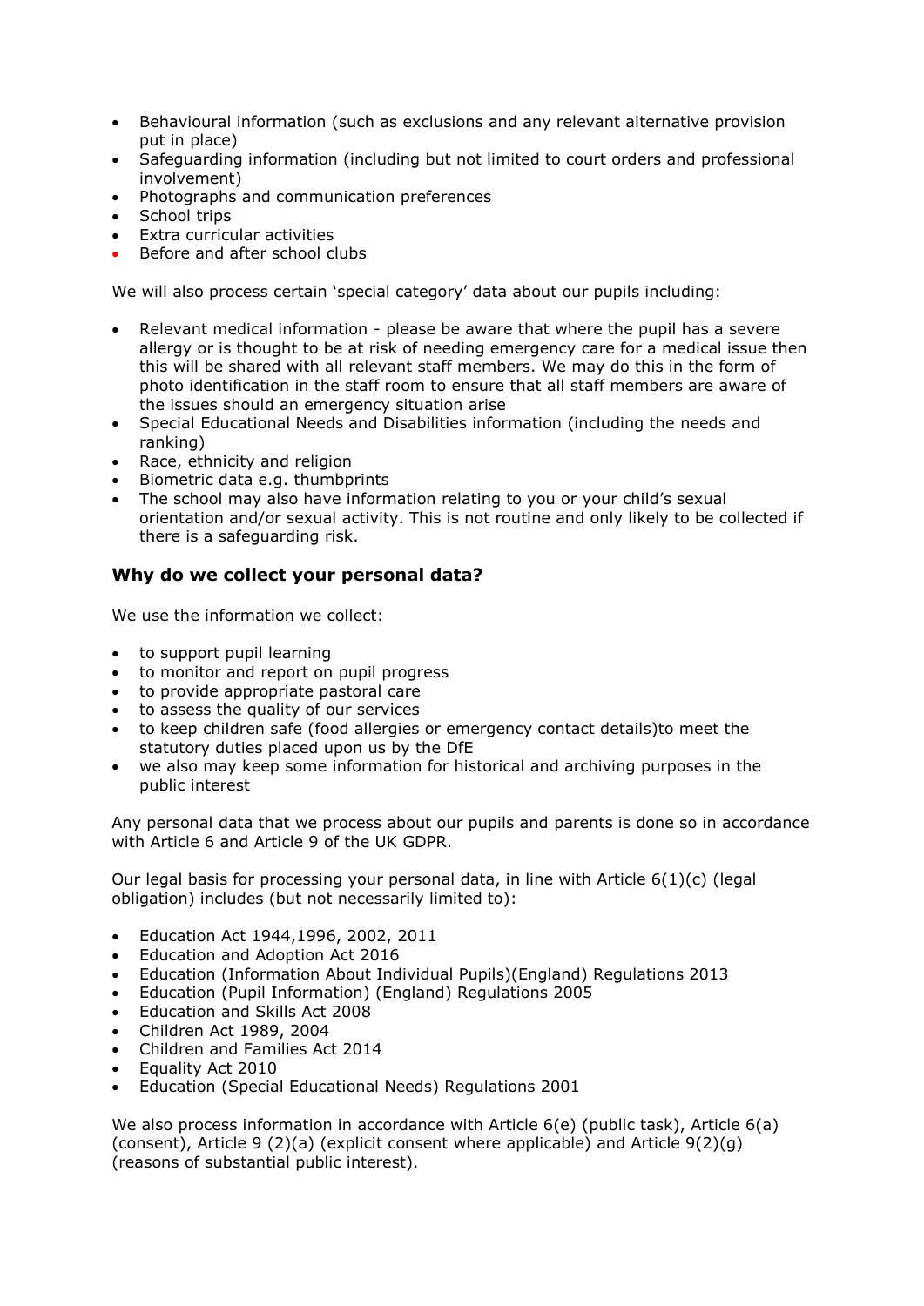- Behavioural information (such as exclusions and any relevant alternative provision put in place)
- Safeguarding information (including but not limited to court orders and professional involvement)
- Photographs and communication preferences
- School trips
- Extra curricular activities
- Before and after school clubs

We will also process certain 'special category' data about our pupils including:

- Relevant medical information - please be aware that where the pupil has a severe allergy or is thought to be at risk of needing emergency care for a medical issue then this will be shared with all relevant staff members. We may do this in the form of photo identification in the staff room to ensure that all staff members are aware of the issues should an emergency situation arise
- Special Educational Needs and Disabilities information (including the needs and ranking)
- Race, ethnicity and religion
- Biometric data e.g. thumbprints
- The school may also have information relating to you or your child's sexual orientation and/or sexual activity. This is not routine and only likely to be collected if there is a safeguarding risk.

### Why do we collect your personal data?

We use the information we collect:

- to support pupil learning
- to monitor and report on pupil progress
- to provide appropriate pastoral care
- to assess the quality of our services
- to keep children safe (food allergies or emergency contact details)to meet the statutory duties placed upon us by the DfE
- we also may keep some information for historical and archiving purposes in the public interest

Any personal data that we process about our pupils and parents is done so in accordance with Article 6 and Article 9 of the UK GDPR.

Our legal basis for processing your personal data, in line with Article 6(1)(c) (legal obligation) includes (but not necessarily limited to):

- Education Act 1944,1996, 2002, 2011
- Education and Adoption Act 2016
- Education (Information About Individual Pupils)(England) Regulations 2013
- Education (Pupil Information) (England) Regulations 2005
- Education and Skills Act 2008
- Children Act 1989, 2004
- Children and Families Act 2014
- Equality Act 2010
- Education (Special Educational Needs) Regulations 2001

We also process information in accordance with Article 6(e) (public task), Article 6(a) (consent), Article 9 (2)(a) (explicit consent where applicable) and Article 9(2)(g) (reasons of substantial public interest).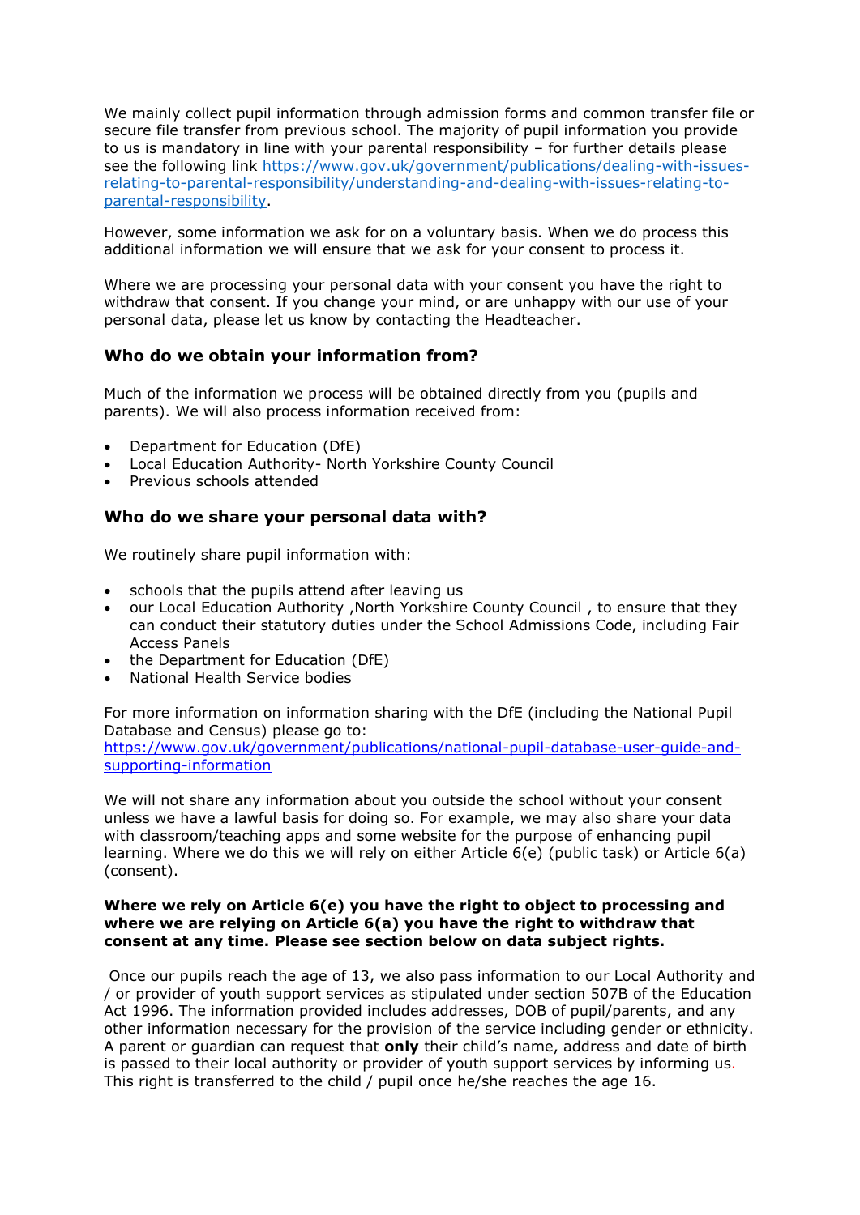We mainly collect pupil information through admission forms and common transfer file or secure file transfer from previous school. The majority of pupil information you provide to us is mandatory in line with your parental responsibility – for further details please see the following link [https://www.gov.uk/government/publications/dealing-with-issues-relating-to-parental-responsibility/understanding-and-dealing-with-issues-relating-to-parental-responsibility](https://www.gov.uk/government/publications/dealing-with-issues-relating-to-parental-responsibility/understanding-and-dealing-with-issues-relating-to-parental-responsibility).

However, some information we ask for on a voluntary basis. When we do process this additional information we will ensure that we ask for your consent to process it.

Where we are processing your personal data with your consent you have the right to withdraw that consent. If you change your mind, or are unhappy with our use of your personal data, please let us know by contacting the Headteacher.

### Who do we obtain your information from?

Much of the information we process will be obtained directly from you (pupils and parents). We will also process information received from:

- Department for Education (DfE)
- Local Education Authority- North Yorkshire County Council
- Previous schools attended

### Who do we share your personal data with?

We routinely share pupil information with:

- schools that the pupils attend after leaving us
- our Local Education Authority ,North Yorkshire County Council , to ensure that they can conduct their statutory duties under the School Admissions Code, including Fair Access Panels
- the Department for Education (DfE)
- National Health Service bodies

For more information on information sharing with the DfE (including the National Pupil Database and Census) please go to: [https://www.gov.uk/government/publications/national-pupil-database-user-guide-and-supporting-information](https://www.gov.uk/government/publications/national-pupil-database-user-guide-and-supporting-information)

We will not share any information about you outside the school without your consent unless we have a lawful basis for doing so. For example, we may also share your data with classroom/teaching apps and some website for the purpose of enhancing pupil learning. Where we do this we will rely on either Article 6(e) (public task) or Article 6(a) (consent).

**Where we rely on Article 6(e) you have the right to object to processing and where we are relying on Article 6(a) you have the right to withdraw that consent at any time. Please see section below on data subject rights.**

Once our pupils reach the age of 13, we also pass information to our Local Authority and / or provider of youth support services as stipulated under section 507B of the Education Act 1996. The information provided includes addresses, DOB of pupil/parents, and any other information necessary for the provision of the service including gender or ethnicity. A parent or guardian can request that **only** their child's name, address and date of birth is passed to their local authority or provider of youth support services by informing us. This right is transferred to the child / pupil once he/she reaches the age 16.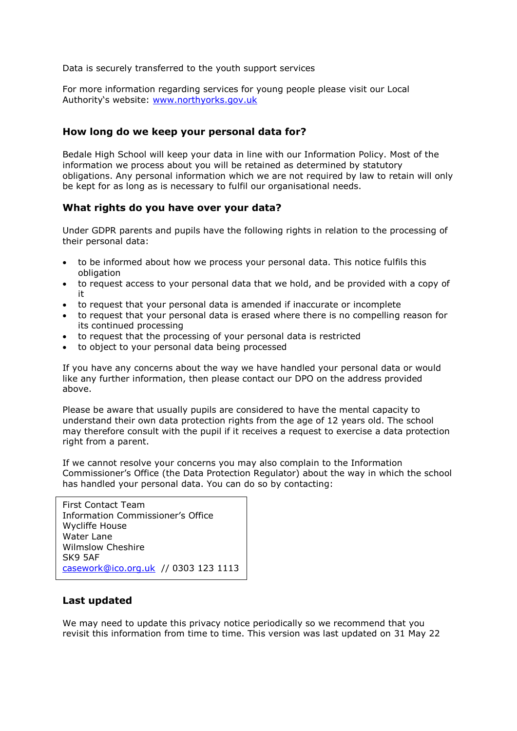Data is securely transferred to the youth support services

For more information regarding services for young people please visit our Local Authority's website: [www.northyorks.gov.uk](http://www.northyorks.gov.uk)

### How long do we keep your personal data for?

Bedale High School will keep your data in line with our Information Policy. Most of the information we process about you will be retained as determined by statutory obligations. Any personal information which we are not required by law to retain will only be kept for as long as is necessary to fulfil our organisational needs.

### What rights do you have over your data?

Under GDPR parents and pupils have the following rights in relation to the processing of their personal data:

- to be informed about how we process your personal data. This notice fulfils this obligation
- to request access to your personal data that we hold, and be provided with a copy of it
- to request that your personal data is amended if inaccurate or incomplete
- to request that your personal data is erased where there is no compelling reason for its continued processing
- to request that the processing of your personal data is restricted
- to object to your personal data being processed

If you have any concerns about the way we have handled your personal data or would like any further information, then please contact our DPO on the address provided above.

Please be aware that usually pupils are considered to have the mental capacity to understand their own data protection rights from the age of 12 years old. The school may therefore consult with the pupil if it receives a request to exercise a data protection right from a parent.

If we cannot resolve your concerns you may also complain to the Information Commissioner's Office (the Data Protection Regulator) about the way in which the school has handled your personal data. You can do so by contacting:

First Contact Team
Information Commissioner's Office
Wycliffe House
Water Lane
Wilmslow Cheshire
SK9 5AF
[casework@ico.org.uk](mailto:casework@ico.org.uk) // 0303 123 1113

### Last updated

We may need to update this privacy notice periodically so we recommend that you revisit this information from time to time. This version was last updated on 31 May 22